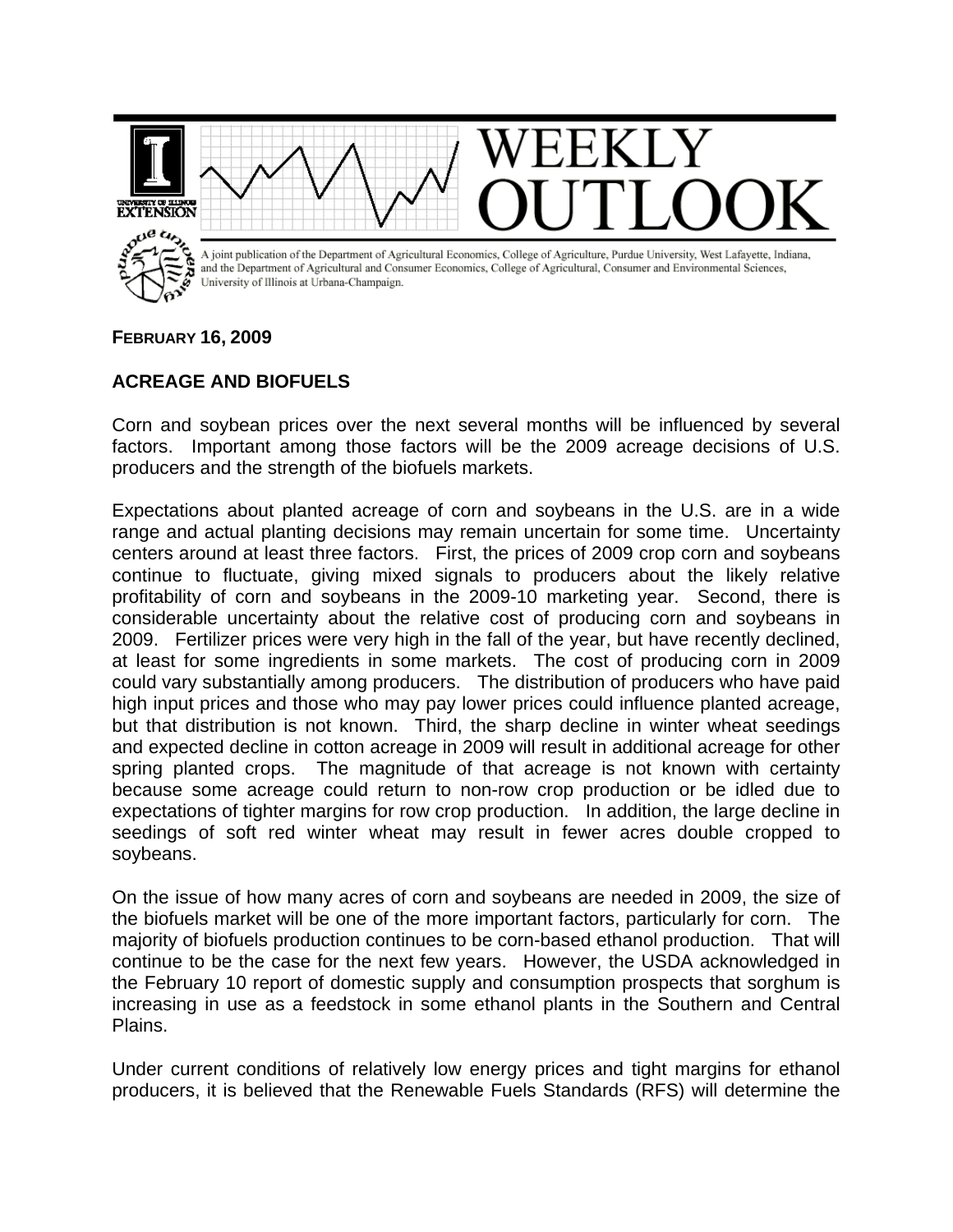# WEEKLY OUTLOOK

A joint publication of the Department of Agricultural Economics, College of Agriculture, Purdue University, West Lafayette, Indiana, and the Department of Agricultural and Consumer Economics, College of Agricultural, Consumer and Environmental Sciences, University of Illinois at Urbana-Champaign.

**FEBRUARY 16, 2009**

## ACREAGE AND BIOFUELS

Corn and soybean prices over the next several months will be influenced by several factors. Important among those factors will be the 2009 acreage decisions of U.S. producers and the strength of the biofuels markets.

Expectations about planted acreage of corn and soybeans in the U.S. are in a wide range and actual planting decisions may remain uncertain for some time. Uncertainty centers around at least three factors. First, the prices of 2009 crop corn and soybeans continue to fluctuate, giving mixed signals to producers about the likely relative profitability of corn and soybeans in the 2009-10 marketing year. Second, there is considerable uncertainty about the relative cost of producing corn and soybeans in 2009. Fertilizer prices were very high in the fall of the year, but have recently declined, at least for some ingredients in some markets. The cost of producing corn in 2009 could vary substantially among producers. The distribution of producers who have paid high input prices and those who may pay lower prices could influence planted acreage, but that distribution is not known. Third, the sharp decline in winter wheat seedings and expected decline in cotton acreage in 2009 will result in additional acreage for other spring planted crops. The magnitude of that acreage is not known with certainty because some acreage could return to non-row crop production or be idled due to expectations of tighter margins for row crop production. In addition, the large decline in seedings of soft red winter wheat may result in fewer acres double cropped to soybeans.

On the issue of how many acres of corn and soybeans are needed in 2009, the size of the biofuels market will be one of the more important factors, particularly for corn. The majority of biofuels production continues to be corn-based ethanol production. That will continue to be the case for the next few years. However, the USDA acknowledged in the February 10 report of domestic supply and consumption prospects that sorghum is increasing in use as a feedstock in some ethanol plants in the Southern and Central Plains.

Under current conditions of relatively low energy prices and tight margins for ethanol producers, it is believed that the Renewable Fuels Standards (RFS) will determine the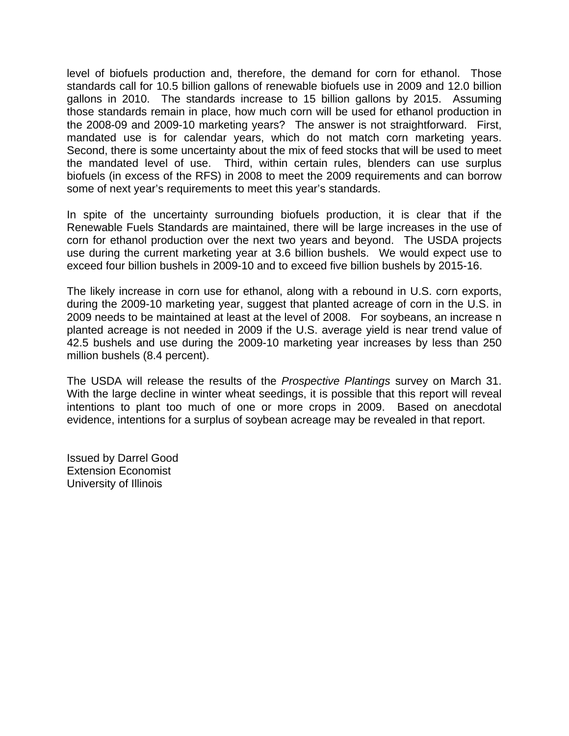level of biofuels production and, therefore, the demand for corn for ethanol. Those standards call for 10.5 billion gallons of renewable biofuels use in 2009 and 12.0 billion gallons in 2010. The standards increase to 15 billion gallons by 2015. Assuming those standards remain in place, how much corn will be used for ethanol production in the 2008-09 and 2009-10 marketing years? The answer is not straightforward. First, mandated use is for calendar years, which do not match corn marketing years. Second, there is some uncertainty about the mix of feed stocks that will be used to meet the mandated level of use. Third, within certain rules, blenders can use surplus biofuels (in excess of the RFS) in 2008 to meet the 2009 requirements and can borrow some of next year's requirements to meet this year's standards.

In spite of the uncertainty surrounding biofuels production, it is clear that if the Renewable Fuels Standards are maintained, there will be large increases in the use of corn for ethanol production over the next two years and beyond. The USDA projects use during the current marketing year at 3.6 billion bushels. We would expect use to exceed four billion bushels in 2009-10 and to exceed five billion bushels by 2015-16.

The likely increase in corn use for ethanol, along with a rebound in U.S. corn exports, during the 2009-10 marketing year, suggest that planted acreage of corn in the U.S. in 2009 needs to be maintained at least at the level of 2008. For soybeans, an increase n planted acreage is not needed in 2009 if the U.S. average yield is near trend value of 42.5 bushels and use during the 2009-10 marketing year increases by less than 250 million bushels (8.4 percent).

The USDA will release the results of the *Prospective Plantings* survey on March 31. With the large decline in winter wheat seedings, it is possible that this report will reveal intentions to plant too much of one or more crops in 2009. Based on anecdotal evidence, intentions for a surplus of soybean acreage may be revealed in that report.

Issued by Darrel Good
Extension Economist
University of Illinois